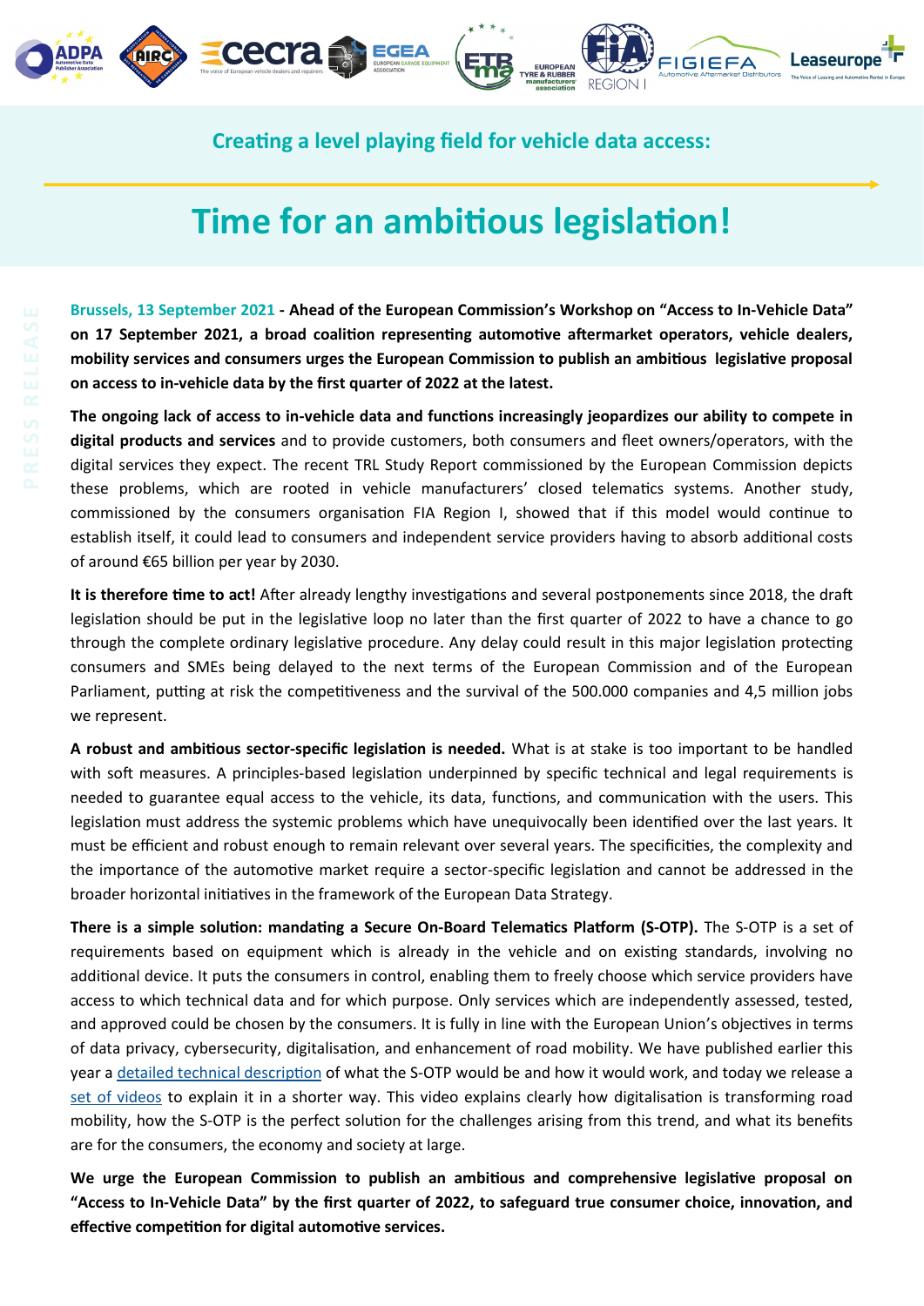**Creating a level playing field for vehicle data access:**

# Time for an ambitious legislation!

**Brussels, 13 September 2021 - Ahead of the European Commission's Workshop on "Access to In-Vehicle Data" on 17 September 2021, a broad coalition representing automotive aftermarket operators, vehicle dealers, mobility services and consumers urges the European Commission to publish an ambitious legislative proposal on access to in-vehicle data by the first quarter of 2022 at the latest.**

**The ongoing lack of access to in-vehicle data and functions increasingly jeopardizes our ability to compete in digital products and services** and to provide customers, both consumers and fleet owners/operators, with the digital services they expect. The recent TRL Study Report commissioned by the European Commission depicts these problems, which are rooted in vehicle manufacturers' closed telematics systems. Another study, commissioned by the consumers organisation FIA Region I, showed that if this model would continue to establish itself, it could lead to consumers and independent service providers having to absorb additional costs of around €65 billion per year by 2030.

**It is therefore time to act!** After already lengthy investigations and several postponements since 2018, the draft legislation should be put in the legislative loop no later than the first quarter of 2022 to have a chance to go through the complete ordinary legislative procedure. Any delay could result in this major legislation protecting consumers and SMEs being delayed to the next terms of the European Commission and of the European Parliament, putting at risk the competitiveness and the survival of the 500.000 companies and 4,5 million jobs we represent.

**A robust and ambitious sector-specific legislation is needed.** What is at stake is too important to be handled with soft measures. A principles-based legislation underpinned by specific technical and legal requirements is needed to guarantee equal access to the vehicle, its data, functions, and communication with the users. This legislation must address the systemic problems which have unequivocally been identified over the last years. It must be efficient and robust enough to remain relevant over several years. The specificities, the complexity and the importance of the automotive market require a sector-specific legislation and cannot be addressed in the broader horizontal initiatives in the framework of the European Data Strategy.

**There is a simple solution: mandating a Secure On-Board Telematics Platform (S-OTP).** The S-OTP is a set of requirements based on equipment which is already in the vehicle and on existing standards, involving no additional device. It puts the consumers in control, enabling them to freely choose which service providers have access to which technical data and for which purpose. Only services which are independently assessed, tested, and approved could be chosen by the consumers. It is fully in line with the European Union's objectives in terms of data privacy, cybersecurity, digitalisation, and enhancement of road mobility. We have published earlier this year a detailed technical description of what the S-OTP would be and how it would work, and today we release a set of videos to explain it in a shorter way. This video explains clearly how digitalisation is transforming road mobility, how the S-OTP is the perfect solution for the challenges arising from this trend, and what its benefits are for the consumers, the economy and society at large.

**We urge the European Commission to publish an ambitious and comprehensive legislative proposal on "Access to In-Vehicle Data" by the first quarter of 2022, to safeguard true consumer choice, innovation, and effective competition for digital automotive services.**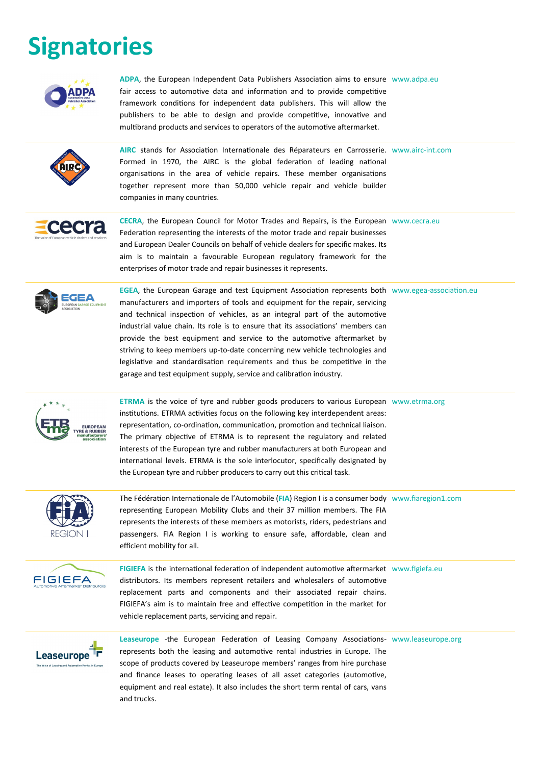# Signatories

**ADPA**, the European Independent Data Publishers Association aims to ensure fair access to automotive data and information and to provide competitive framework conditions for independent data publishers. This will allow the publishers to be able to design and provide competitive, innovative and multibrand products and services to operators of the automotive aftermarket.

www.adpa.eu

---

**AIRC** stands for Association Internationale des Réparateurs en Carrosserie. Formed in 1970, the AIRC is the global federation of leading national organisations in the area of vehicle repairs. These member organisations together represent more than 50,000 vehicle repair and vehicle builder companies in many countries.

www.airc-int.com

---

**CECRA**, the European Council for Motor Trades and Repairs, is the European Federation representing the interests of the motor trade and repair businesses and European Dealer Councils on behalf of vehicle dealers for specific makes. Its aim is to maintain a favourable European regulatory framework for the enterprises of motor trade and repair businesses it represents.

www.cecra.eu

---

**EGEA**, the European Garage and test Equipment Association represents both manufacturers and importers of tools and equipment for the repair, servicing and technical inspection of vehicles, as an integral part of the automotive industrial value chain. Its role is to ensure that its associations' members can provide the best equipment and service to the automotive aftermarket by striving to keep members up-to-date concerning new vehicle technologies and legislative and standardisation requirements and thus be competitive in the garage and test equipment supply, service and calibration industry.

www.egea-association.eu

---

**ETRMA** is the voice of tyre and rubber goods producers to various European institutions. ETRMA activities focus on the following key interdependent areas: representation, co-ordination, communication, promotion and technical liaison. The primary objective of ETRMA is to represent the regulatory and related interests of the European tyre and rubber manufacturers at both European and international levels. ETRMA is the sole interlocutor, specifically designated by the European tyre and rubber producers to carry out this critical task.

www.etrma.org

---

The Fédération Internationale de l'Automobile (**FIA**) Region I is a consumer body representing European Mobility Clubs and their 37 million members. The FIA represents the interests of these members as motorists, riders, pedestrians and passengers. FIA Region I is working to ensure safe, affordable, clean and efficient mobility for all.

www.fiaregion1.com

---

**FIGIEFA** is the international federation of independent automotive aftermarket distributors. Its members represent retailers and wholesalers of automotive replacement parts and components and their associated repair chains. FIGIEFA's aim is to maintain free and effective competition in the market for vehicle replacement parts, servicing and repair.

www.figiefa.eu

---

**Leaseurope** -the European Federation of Leasing Company Associations- represents both the leasing and automotive rental industries in Europe. The scope of products covered by Leaseurope members' ranges from hire purchase and finance leases to operating leases of all asset categories (automotive, equipment and real estate). It also includes the short term rental of cars, vans and trucks.

www.leaseurope.org